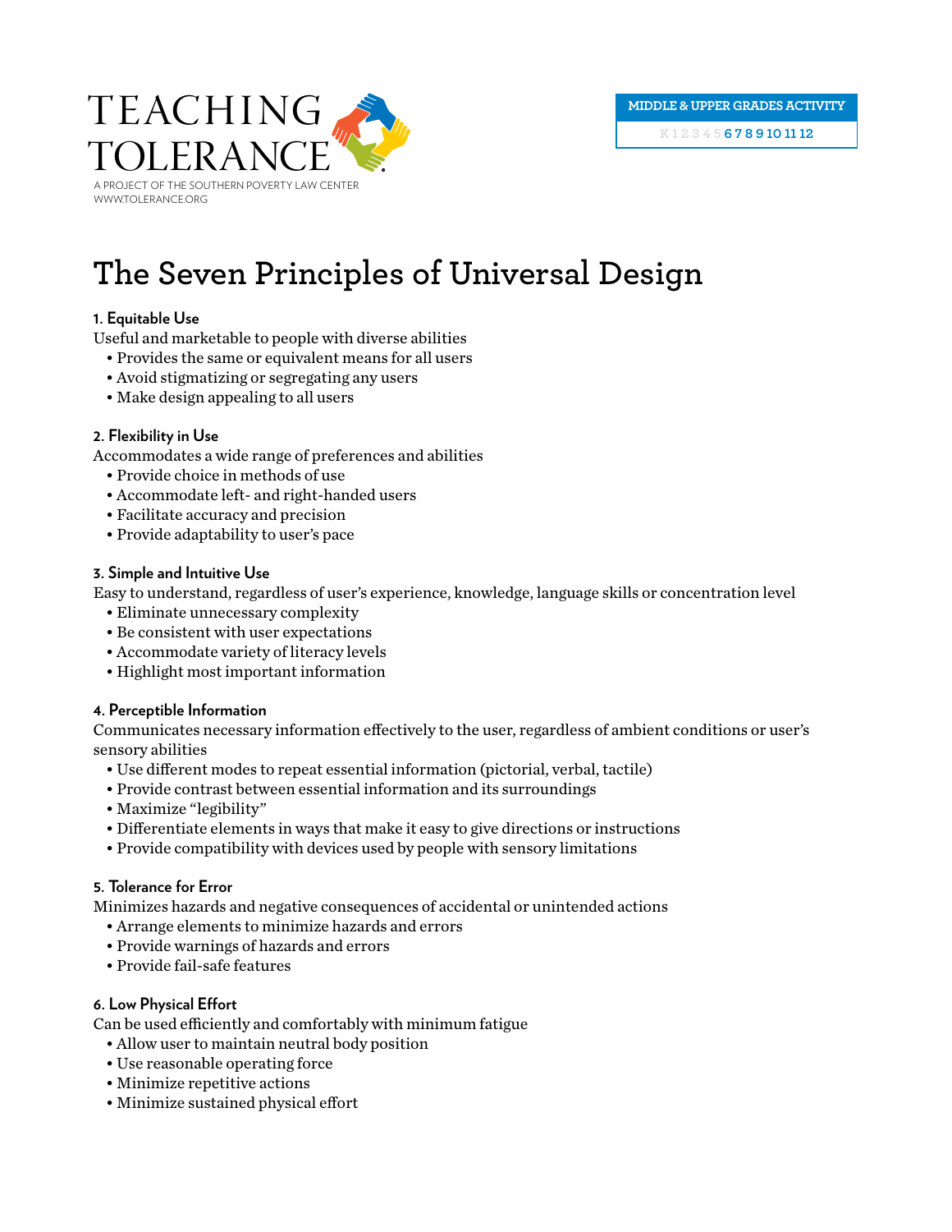TEACHING TOLERANCE

A PROJECT OF THE SOUTHERN POVERTY LAW CENTER
WWW.TOLERANCE.ORG

MIDDLE & UPPER GRADES ACTIVITY

K 1 2 3 4 5 6 7 8 9 10 11 12

# The Seven Principles of Universal Design

### 1. Equitable Use

Useful and marketable to people with diverse abilities

- Provides the same or equivalent means for all users
- Avoid stigmatizing or segregating any users
- Make design appealing to all users

### 2. Flexibility in Use

Accommodates a wide range of preferences and abilities

- Provide choice in methods of use
- Accommodate left- and right-handed users
- Facilitate accuracy and precision
- Provide adaptability to user's pace

### 3. Simple and Intuitive Use

Easy to understand, regardless of user's experience, knowledge, language skills or concentration level

- Eliminate unnecessary complexity
- Be consistent with user expectations
- Accommodate variety of literacy levels
- Highlight most important information

### 4. Perceptible Information

Communicates necessary information effectively to the user, regardless of ambient conditions or user's sensory abilities

- Use different modes to repeat essential information (pictorial, verbal, tactile)
- Provide contrast between essential information and its surroundings
- Maximize "legibility"
- Differentiate elements in ways that make it easy to give directions or instructions
- Provide compatibility with devices used by people with sensory limitations

### 5. Tolerance for Error

Minimizes hazards and negative consequences of accidental or unintended actions

- Arrange elements to minimize hazards and errors
- Provide warnings of hazards and errors
- Provide fail-safe features

### 6. Low Physical Effort

Can be used efficiently and comfortably with minimum fatigue

- Allow user to maintain neutral body position
- Use reasonable operating force
- Minimize repetitive actions
- Minimize sustained physical effort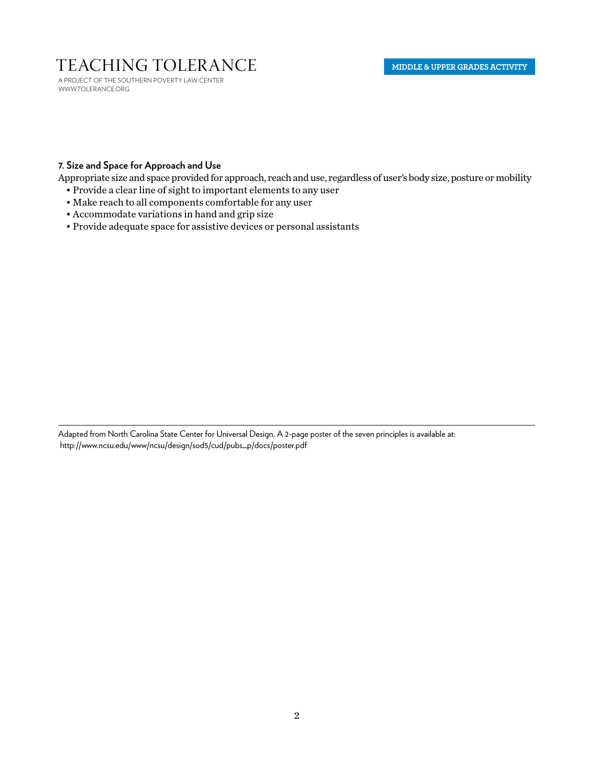**7. Size and Space for Approach and Use**

Appropriate size and space provided for approach, reach and use, regardless of user's body size, posture or mobility

- Provide a clear line of sight to important elements to any user
- Make reach to all components comfortable for any user
- Accommodate variations in hand and grip size
- Provide adequate space for assistive devices or personal assistants

---

Adapted from North Carolina State Center for Universal Design. A 2-page poster of the seven principles is available at: http://www.ncsu.edu/www/ncsu/design/sod5/cud/pubs_p/docs/poster.pdf